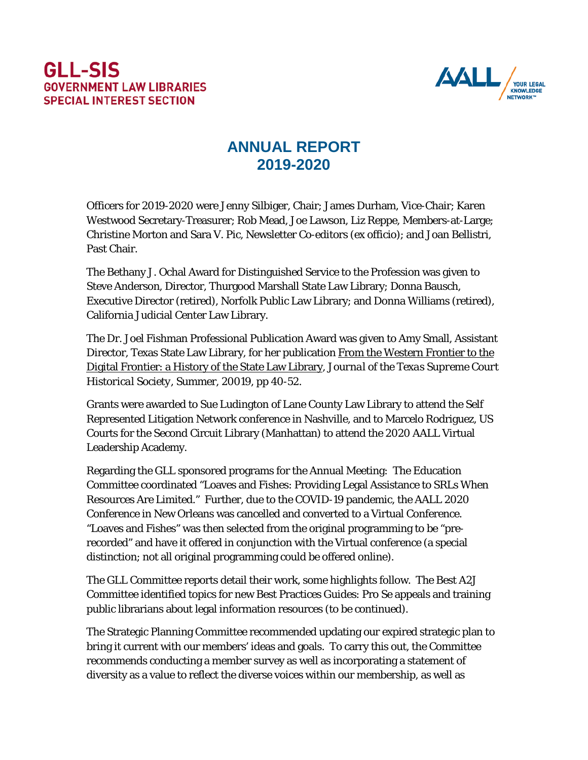**GLL-SIS**
**GOVERNMENT LAW LIBRARIES**
**SPECIAL INTEREST SECTION**

AALL YOUR LEGAL KNOWLEDGE NETWORK™

# ANNUAL REPORT
# 2019-2020

Officers for 2019-2020 were Jenny Silbiger, Chair; James Durham, Vice-Chair; Karen Westwood Secretary-Treasurer; Rob Mead, Joe Lawson, Liz Reppe, Members-at-Large; Christine Morton and Sara V. Pic, Newsletter Co-editors (ex officio); and Joan Bellistri, Past Chair.

The Bethany J. Ochal Award for Distinguished Service to the Profession was given to Steve Anderson, Director, Thurgood Marshall State Law Library; Donna Bausch, Executive Director (retired), Norfolk Public Law Library; and Donna Williams (retired), California Judicial Center Law Library.

The Dr. Joel Fishman Professional Publication Award was given to Amy Small, Assistant Director, Texas State Law Library, for her publication From the Western Frontier to the Digital Frontier: a History of the State Law Library, *Journal of the Texas Supreme Court Historical Society*, Summer, 20019, pp 40-52.

Grants were awarded to Sue Ludington of Lane County Law Library to attend the Self Represented Litigation Network conference in Nashville, and to Marcelo Rodriguez, US Courts for the Second Circuit Library (Manhattan) to attend the 2020 AALL Virtual Leadership Academy.

Regarding the GLL sponsored programs for the Annual Meeting: The Education Committee coordinated "Loaves and Fishes: Providing Legal Assistance to SRLs When Resources Are Limited." Further, due to the COVID-19 pandemic, the AALL 2020 Conference in New Orleans was cancelled and converted to a Virtual Conference. "Loaves and Fishes" was then selected from the original programming to be "pre-recorded" and have it offered in conjunction with the Virtual conference (a special distinction; not all original programming could be offered online).

The GLL Committee reports detail their work, some highlights follow. The Best A2J Committee identified topics for new Best Practices Guides: Pro Se appeals and training public librarians about legal information resources (to be continued).

The Strategic Planning Committee recommended updating our expired strategic plan to bring it current with our members' ideas and goals. To carry this out, the Committee recommends conducting a member survey as well as incorporating a statement of diversity as a value to reflect the diverse voices within our membership, as well as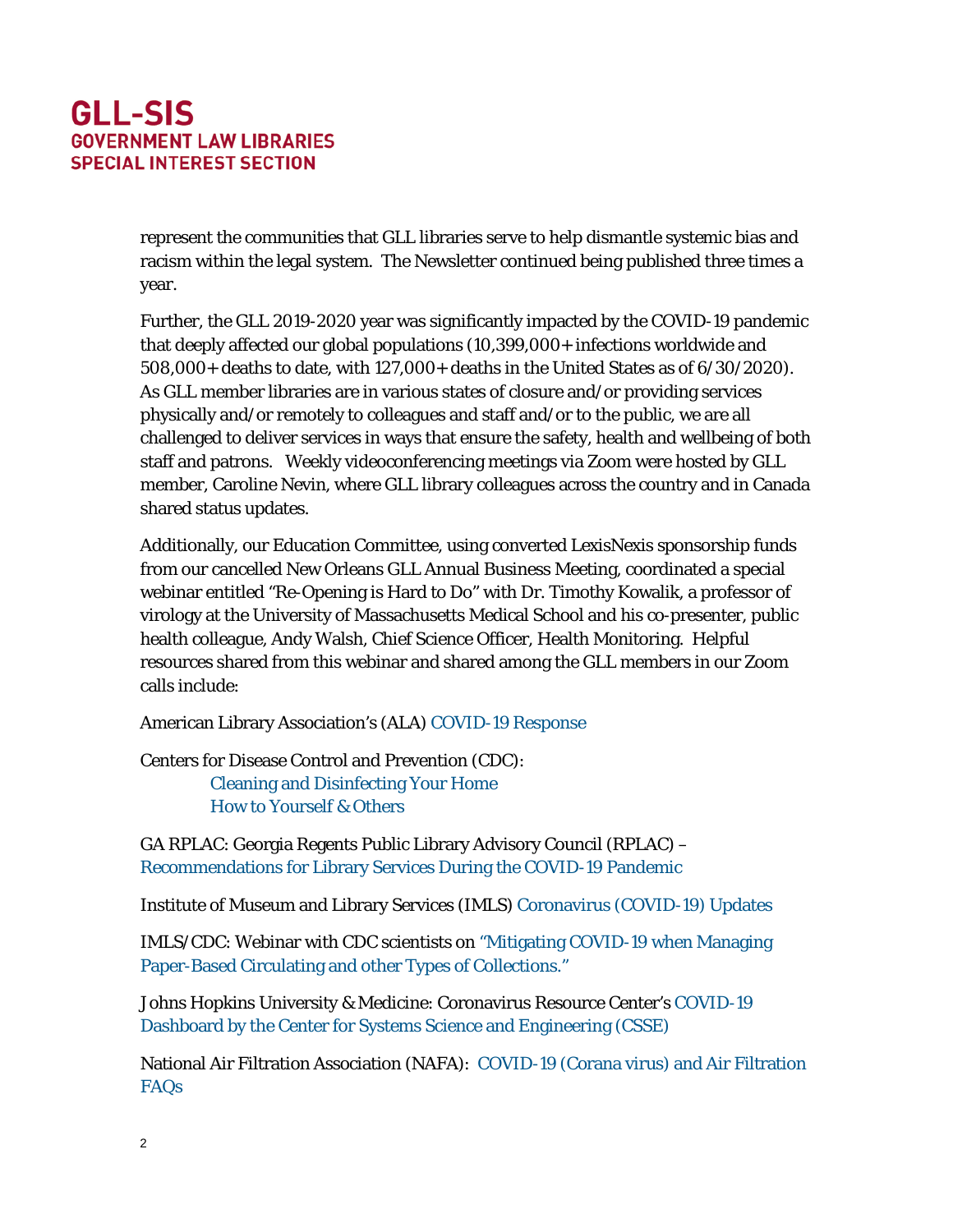represent the communities that GLL libraries serve to help dismantle systemic bias and racism within the legal system. The Newsletter continued being published three times a year.

Further, the GLL 2019-2020 year was significantly impacted by the COVID-19 pandemic that deeply affected our global populations (10,399,000+ infections worldwide and 508,000+ deaths to date, with 127,000+ deaths in the United States as of 6/30/2020). As GLL member libraries are in various states of closure and/or providing services physically and/or remotely to colleagues and staff and/or to the public, we are all challenged to deliver services in ways that ensure the safety, health and wellbeing of both staff and patrons. Weekly videoconferencing meetings via Zoom were hosted by GLL member, Caroline Nevin, where GLL library colleagues across the country and in Canada shared status updates.

Additionally, our Education Committee, using converted LexisNexis sponsorship funds from our cancelled New Orleans GLL Annual Business Meeting, coordinated a special webinar entitled "Re-Opening is Hard to Do" with Dr. Timothy Kowalik, a professor of virology at the University of Massachusetts Medical School and his co-presenter, public health colleague, Andy Walsh, Chief Science Officer, Health Monitoring. Helpful resources shared from this webinar and shared among the GLL members in our Zoom calls include:

American Library Association's (ALA) COVID-19 Response

Centers for Disease Control and Prevention (CDC):
- Cleaning and Disinfecting Your Home
- How to Yourself & Others

GA RPLAC: Georgia Regents Public Library Advisory Council (RPLAC) – Recommendations for Library Services During the COVID-19 Pandemic

Institute of Museum and Library Services (IMLS) Coronavirus (COVID-19) Updates

IMLS/CDC: Webinar with CDC scientists on "Mitigating COVID-19 when Managing Paper-Based Circulating and other Types of Collections."

Johns Hopkins University & Medicine: Coronavirus Resource Center's COVID-19 Dashboard by the Center for Systems Science and Engineering (CSSE)

National Air Filtration Association (NAFA): COVID-19 (Corana virus) and Air Filtration FAQs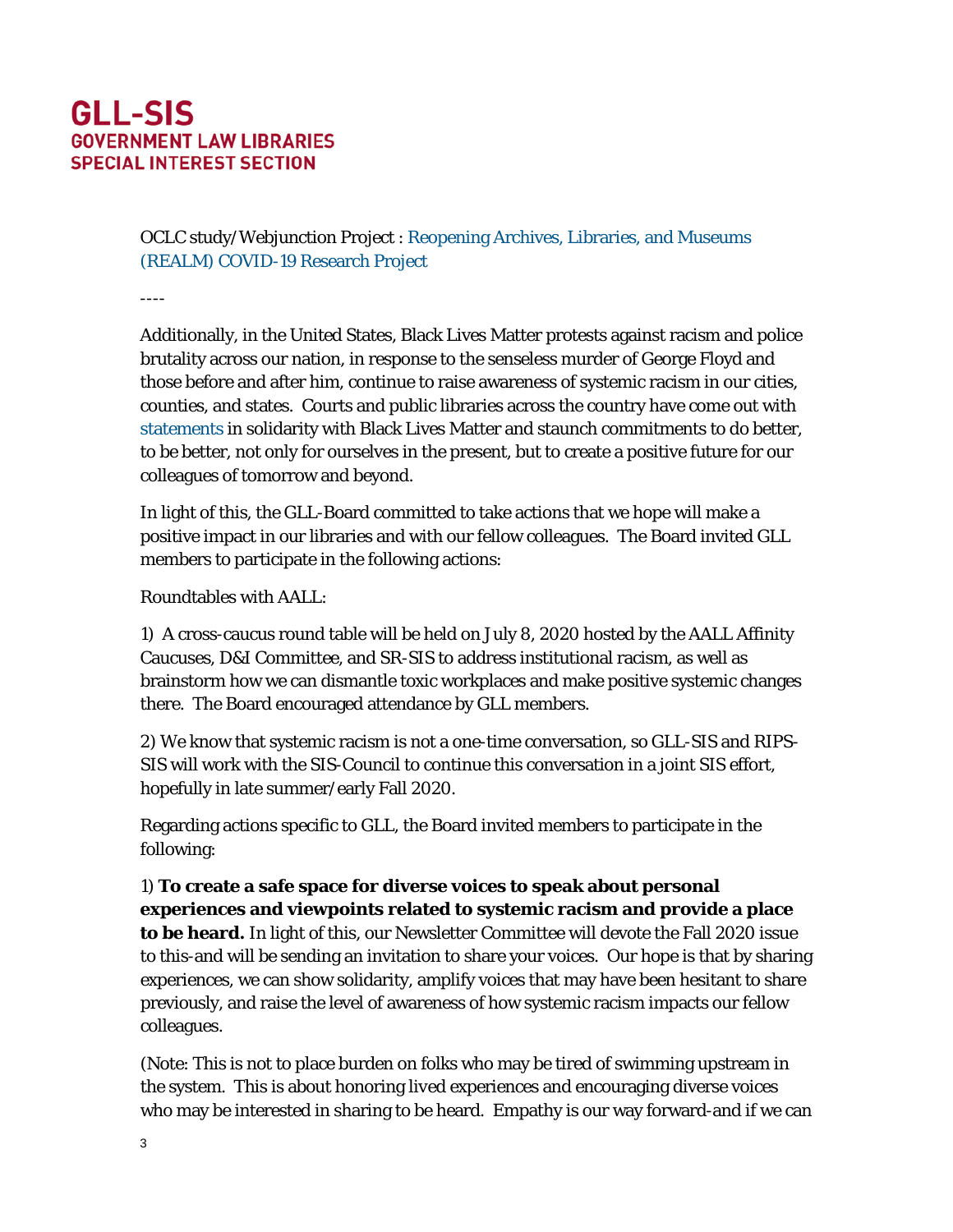OCLC study/Webjunction Project : Reopening Archives, Libraries, and Museums (REALM) COVID-19 Research Project

----

Additionally, in the United States, Black Lives Matter protests against racism and police brutality across our nation, in response to the senseless murder of George Floyd and those before and after him, continue to raise awareness of systemic racism in our cities, counties, and states. Courts and public libraries across the country have come out with statements in solidarity with Black Lives Matter and staunch commitments to do better, to be better, not only for ourselves in the present, but to create a positive future for our colleagues of tomorrow and beyond.

In light of this, the GLL-Board committed to take actions that we hope will make a positive impact in our libraries and with our fellow colleagues. The Board invited GLL members to participate in the following actions:

Roundtables with AALL:

1) A cross-caucus round table will be held on July 8, 2020 hosted by the AALL Affinity Caucuses, D&I Committee, and SR-SIS to address institutional racism, as well as brainstorm how we can dismantle toxic workplaces and make positive systemic changes there. The Board encouraged attendance by GLL members.

2) We know that systemic racism is not a one-time conversation, so GLL-SIS and RIPS-SIS will work with the SIS-Council to continue this conversation in a joint SIS effort, hopefully in late summer/early Fall 2020.

Regarding actions specific to GLL, the Board invited members to participate in the following:

1) **To create a safe space for diverse voices to speak about personal experiences and viewpoints related to systemic racism and provide a place to be heard.** In light of this, our Newsletter Committee will devote the Fall 2020 issue to this-and will be sending an invitation to share your voices. Our hope is that by sharing experiences, we can show solidarity, amplify voices that may have been hesitant to share previously, and raise the level of awareness of how systemic racism impacts our fellow colleagues.

(Note: This is not to place burden on folks who may be tired of swimming upstream in the system. This is about honoring lived experiences and encouraging diverse voices who may be interested in sharing to be heard. Empathy is our way forward-and if we can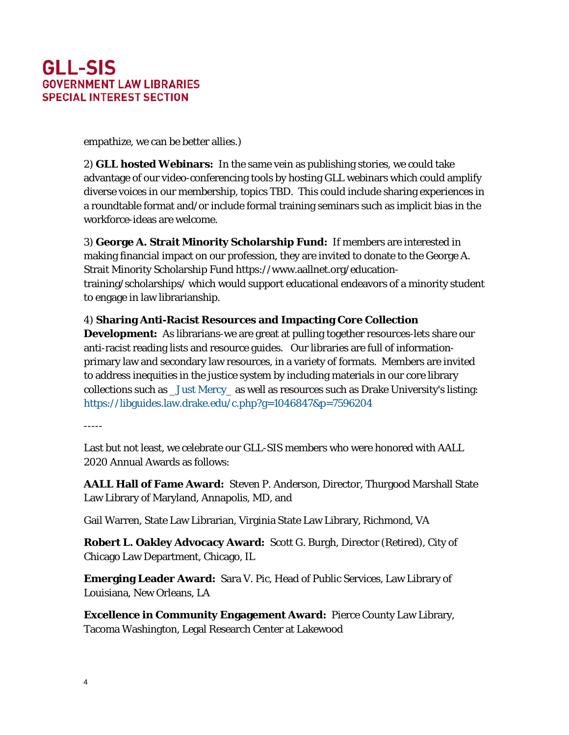empathize, we can be better allies.)

2) **GLL hosted Webinars:** In the same vein as publishing stories, we could take advantage of our video-conferencing tools by hosting GLL webinars which could amplify diverse voices in our membership, topics TBD. This could include sharing experiences in a roundtable format and/or include formal training seminars such as implicit bias in the workforce-ideas are welcome.

3) **George A. Strait Minority Scholarship Fund:** If members are interested in making financial impact on our profession, they are invited to donate to the George A. Strait Minority Scholarship Fund https://www.aallnet.org/education-training/scholarships/ which would support educational endeavors of a minority student to engage in law librarianship.

4) **Sharing Anti-Racist Resources and Impacting Core Collection Development:** As librarians-we are great at pulling together resources-lets share our anti-racist reading lists and resource guides. Our libraries are full of information-primary law and secondary law resources, in a variety of formats. Members are invited to address inequities in the justice system by including materials in our core library collections such as _Just Mercy_ as well as resources such as Drake University's listing: https://libguides.law.drake.edu/c.php?g=1046847&p=7596204

-----

Last but not least, we celebrate our GLL-SIS members who were honored with AALL 2020 Annual Awards as follows:

**AALL Hall of Fame Award:** Steven P. Anderson, Director, Thurgood Marshall State Law Library of Maryland, Annapolis, MD, and

Gail Warren, State Law Librarian, Virginia State Law Library, Richmond, VA

**Robert L. Oakley Advocacy Award:** Scott G. Burgh, Director (Retired), City of Chicago Law Department, Chicago, IL

**Emerging Leader Award:** Sara V. Pic, Head of Public Services, Law Library of Louisiana, New Orleans, LA

**Excellence in Community Engagement Award:** Pierce County Law Library, Tacoma Washington, Legal Research Center at Lakewood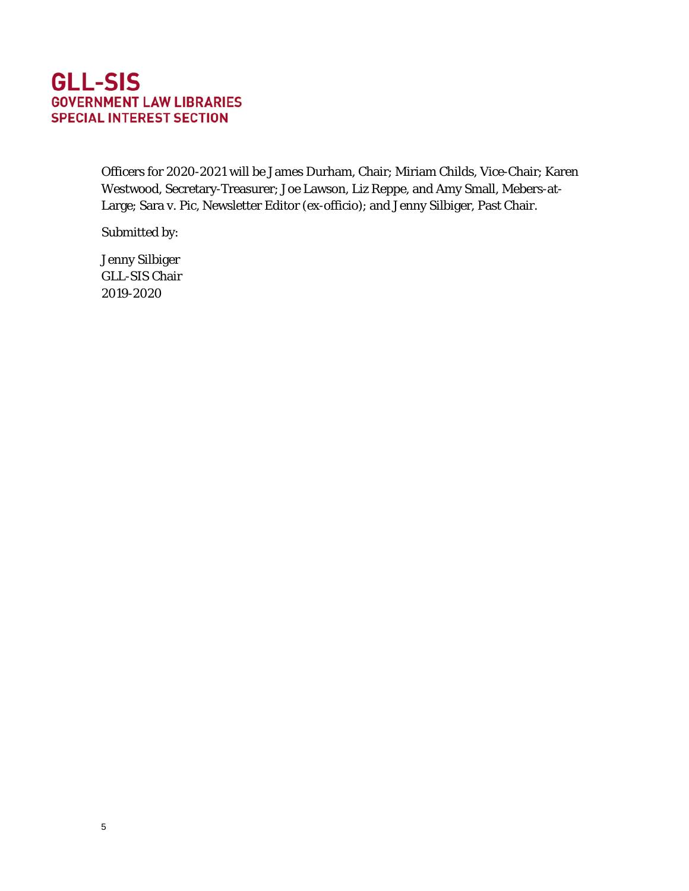Officers for 2020-2021 will be James Durham, Chair; Miriam Childs, Vice-Chair; Karen Westwood, Secretary-Treasurer; Joe Lawson, Liz Reppe, and Amy Small, Mebers-at-Large; Sara v. Pic, Newsletter Editor (ex-officio); and Jenny Silbiger, Past Chair.

Submitted by:

Jenny Silbiger  
GLL-SIS Chair  
2019-2020